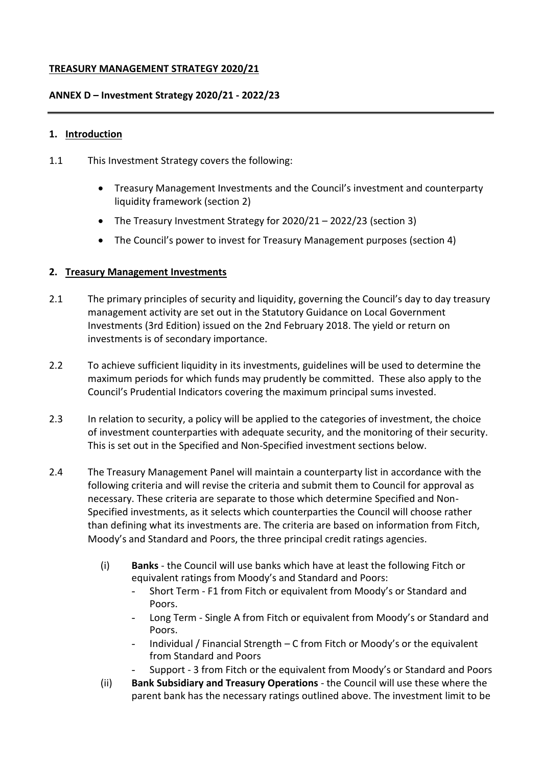**TREASURY MANAGEMENT STRATEGY 2020/21**

**ANNEX D – Investment Strategy 2020/21 - 2022/23**

---

## 1. Introduction

1.1 This Investment Strategy covers the following:

- Treasury Management Investments and the Council's investment and counterparty liquidity framework (section 2)
- The Treasury Investment Strategy for 2020/21 – 2022/23 (section 3)
- The Council's power to invest for Treasury Management purposes (section 4)

## 2. Treasury Management Investments

2.1 The primary principles of security and liquidity, governing the Council's day to day treasury management activity are set out in the Statutory Guidance on Local Government Investments (3rd Edition) issued on the 2nd February 2018. The yield or return on investments is of secondary importance.

2.2 To achieve sufficient liquidity in its investments, guidelines will be used to determine the maximum periods for which funds may prudently be committed. These also apply to the Council's Prudential Indicators covering the maximum principal sums invested.

2.3 In relation to security, a policy will be applied to the categories of investment, the choice of investment counterparties with adequate security, and the monitoring of their security. This is set out in the Specified and Non-Specified investment sections below.

2.4 The Treasury Management Panel will maintain a counterparty list in accordance with the following criteria and will revise the criteria and submit them to Council for approval as necessary. These criteria are separate to those which determine Specified and Non-Specified investments, as it selects which counterparties the Council will choose rather than defining what its investments are. The criteria are based on information from Fitch, Moody's and Standard and Poors, the three principal credit ratings agencies.

(i) **Banks** - the Council will use banks which have at least the following Fitch or equivalent ratings from Moody's and Standard and Poors:
- Short Term - F1 from Fitch or equivalent from Moody's or Standard and Poors.
- Long Term - Single A from Fitch or equivalent from Moody's or Standard and Poors.
- Individual / Financial Strength – C from Fitch or Moody's or the equivalent from Standard and Poors
- Support - 3 from Fitch or the equivalent from Moody's or Standard and Poors

(ii) **Bank Subsidiary and Treasury Operations** - the Council will use these where the parent bank has the necessary ratings outlined above. The investment limit to be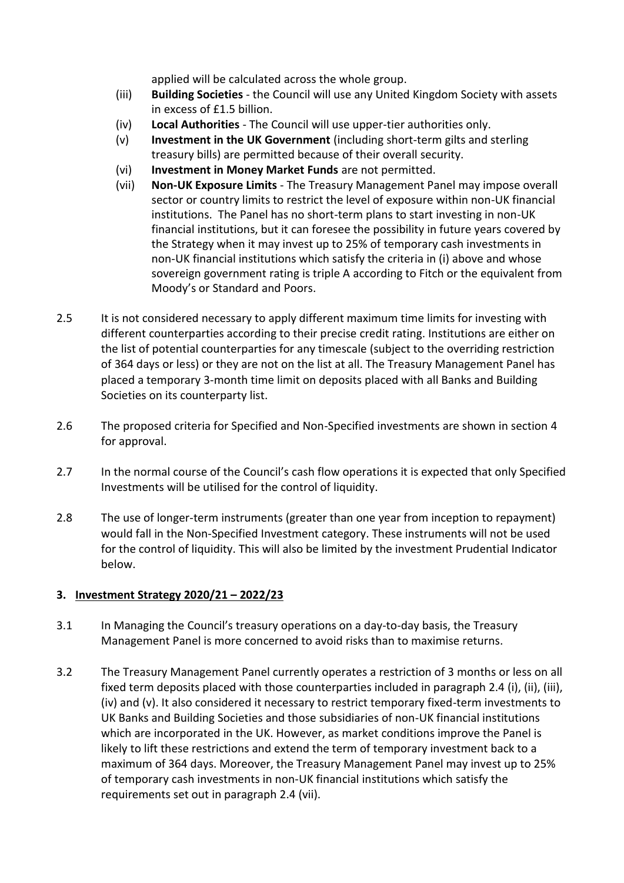applied will be calculated across the whole group.

(iii) **Building Societies** - the Council will use any United Kingdom Society with assets in excess of £1.5 billion.

(iv) **Local Authorities** - The Council will use upper-tier authorities only.

(v) **Investment in the UK Government** (including short-term gilts and sterling treasury bills) are permitted because of their overall security.

(vi) **Investment in Money Market Funds** are not permitted.

(vii) **Non-UK Exposure Limits** - The Treasury Management Panel may impose overall sector or country limits to restrict the level of exposure within non-UK financial institutions. The Panel has no short-term plans to start investing in non-UK financial institutions, but it can foresee the possibility in future years covered by the Strategy when it may invest up to 25% of temporary cash investments in non-UK financial institutions which satisfy the criteria in (i) above and whose sovereign government rating is triple A according to Fitch or the equivalent from Moody's or Standard and Poors.

2.5 It is not considered necessary to apply different maximum time limits for investing with different counterparties according to their precise credit rating. Institutions are either on the list of potential counterparties for any timescale (subject to the overriding restriction of 364 days or less) or they are not on the list at all. The Treasury Management Panel has placed a temporary 3-month time limit on deposits placed with all Banks and Building Societies on its counterparty list.

2.6 The proposed criteria for Specified and Non-Specified investments are shown in section 4 for approval.

2.7 In the normal course of the Council's cash flow operations it is expected that only Specified Investments will be utilised for the control of liquidity.

2.8 The use of longer-term instruments (greater than one year from inception to repayment) would fall in the Non-Specified Investment category. These instruments will not be used for the control of liquidity. This will also be limited by the investment Prudential Indicator below.

## 3. Investment Strategy 2020/21 – 2022/23

3.1 In Managing the Council's treasury operations on a day-to-day basis, the Treasury Management Panel is more concerned to avoid risks than to maximise returns.

3.2 The Treasury Management Panel currently operates a restriction of 3 months or less on all fixed term deposits placed with those counterparties included in paragraph 2.4 (i), (ii), (iii), (iv) and (v). It also considered it necessary to restrict temporary fixed-term investments to UK Banks and Building Societies and those subsidiaries of non-UK financial institutions which are incorporated in the UK. However, as market conditions improve the Panel is likely to lift these restrictions and extend the term of temporary investment back to a maximum of 364 days. Moreover, the Treasury Management Panel may invest up to 25% of temporary cash investments in non-UK financial institutions which satisfy the requirements set out in paragraph 2.4 (vii).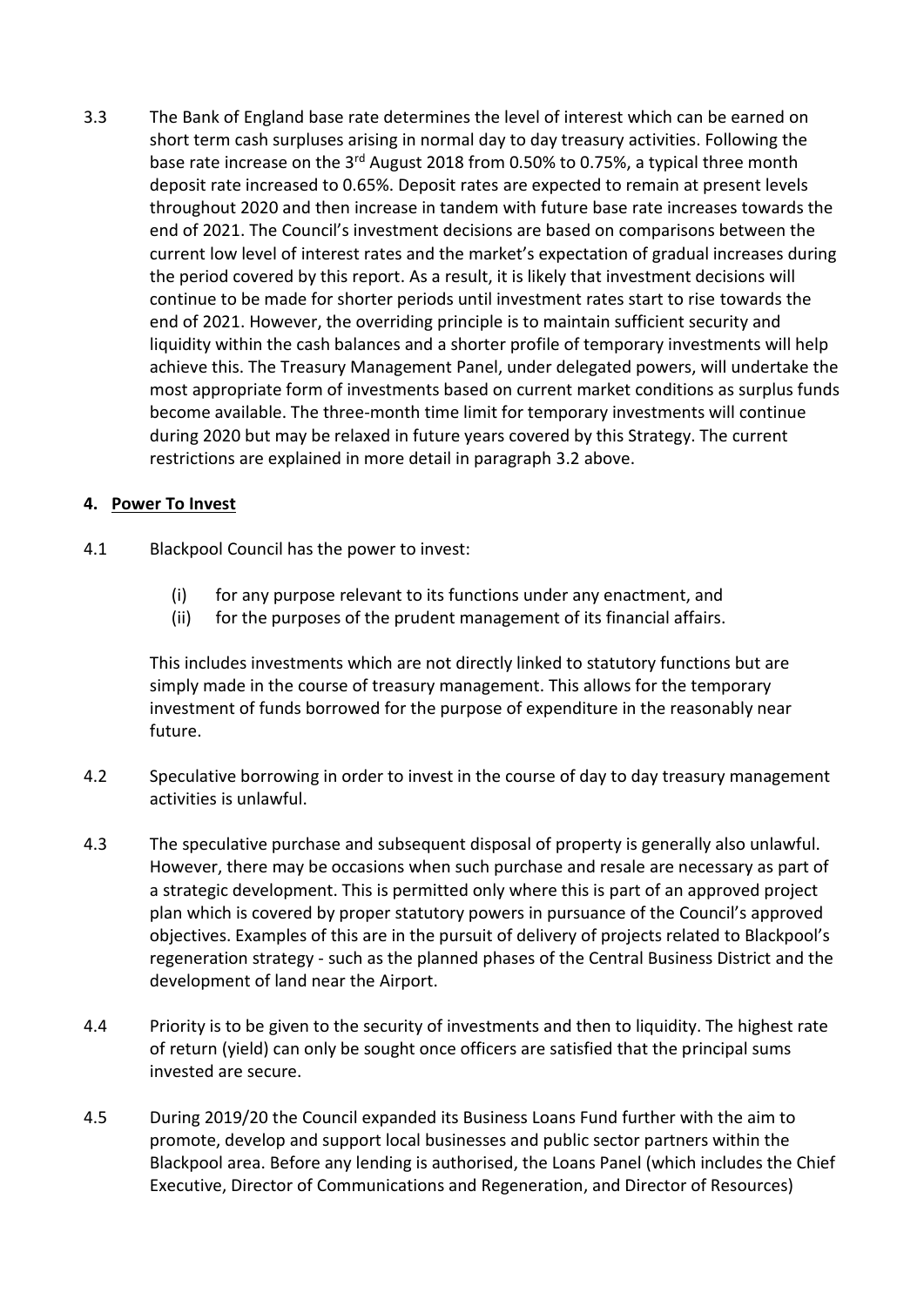3.3 The Bank of England base rate determines the level of interest which can be earned on short term cash surpluses arising in normal day to day treasury activities. Following the base rate increase on the 3rd August 2018 from 0.50% to 0.75%, a typical three month deposit rate increased to 0.65%. Deposit rates are expected to remain at present levels throughout 2020 and then increase in tandem with future base rate increases towards the end of 2021. The Council's investment decisions are based on comparisons between the current low level of interest rates and the market's expectation of gradual increases during the period covered by this report. As a result, it is likely that investment decisions will continue to be made for shorter periods until investment rates start to rise towards the end of 2021. However, the overriding principle is to maintain sufficient security and liquidity within the cash balances and a shorter profile of temporary investments will help achieve this. The Treasury Management Panel, under delegated powers, will undertake the most appropriate form of investments based on current market conditions as surplus funds become available. The three-month time limit for temporary investments will continue during 2020 but may be relaxed in future years covered by this Strategy. The current restrictions are explained in more detail in paragraph 3.2 above.

## 4. Power To Invest

4.1 Blackpool Council has the power to invest:

(i) for any purpose relevant to its functions under any enactment, and
(ii) for the purposes of the prudent management of its financial affairs.

This includes investments which are not directly linked to statutory functions but are simply made in the course of treasury management. This allows for the temporary investment of funds borrowed for the purpose of expenditure in the reasonably near future.

4.2 Speculative borrowing in order to invest in the course of day to day treasury management activities is unlawful.

4.3 The speculative purchase and subsequent disposal of property is generally also unlawful. However, there may be occasions when such purchase and resale are necessary as part of a strategic development. This is permitted only where this is part of an approved project plan which is covered by proper statutory powers in pursuance of the Council's approved objectives. Examples of this are in the pursuit of delivery of projects related to Blackpool's regeneration strategy - such as the planned phases of the Central Business District and the development of land near the Airport.

4.4 Priority is to be given to the security of investments and then to liquidity. The highest rate of return (yield) can only be sought once officers are satisfied that the principal sums invested are secure.

4.5 During 2019/20 the Council expanded its Business Loans Fund further with the aim to promote, develop and support local businesses and public sector partners within the Blackpool area. Before any lending is authorised, the Loans Panel (which includes the Chief Executive, Director of Communications and Regeneration, and Director of Resources)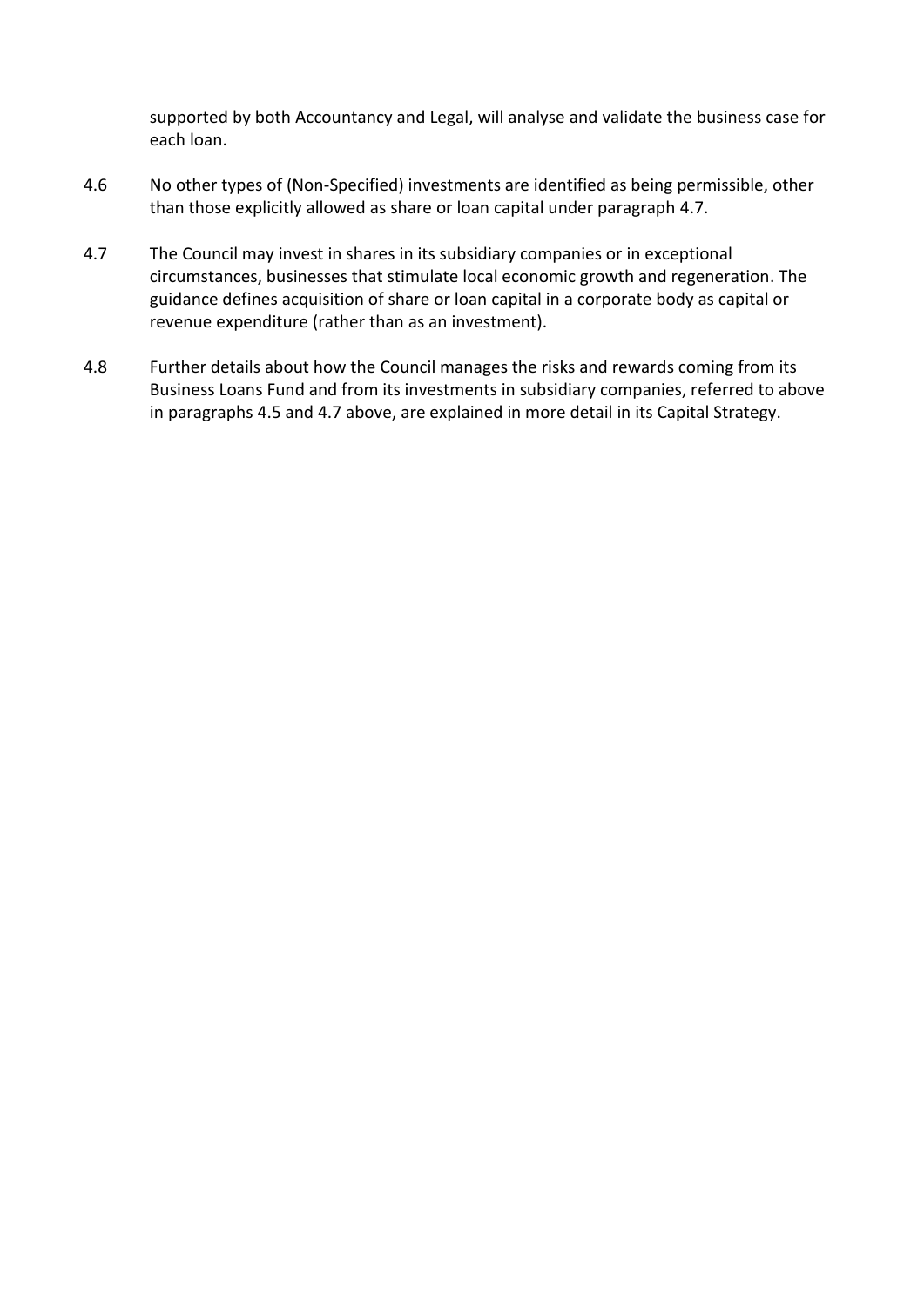supported by both Accountancy and Legal, will analyse and validate the business case for each loan.

4.6 No other types of (Non-Specified) investments are identified as being permissible, other than those explicitly allowed as share or loan capital under paragraph 4.7.

4.7 The Council may invest in shares in its subsidiary companies or in exceptional circumstances, businesses that stimulate local economic growth and regeneration. The guidance defines acquisition of share or loan capital in a corporate body as capital or revenue expenditure (rather than as an investment).

4.8 Further details about how the Council manages the risks and rewards coming from its Business Loans Fund and from its investments in subsidiary companies, referred to above in paragraphs 4.5 and 4.7 above, are explained in more detail in its Capital Strategy.